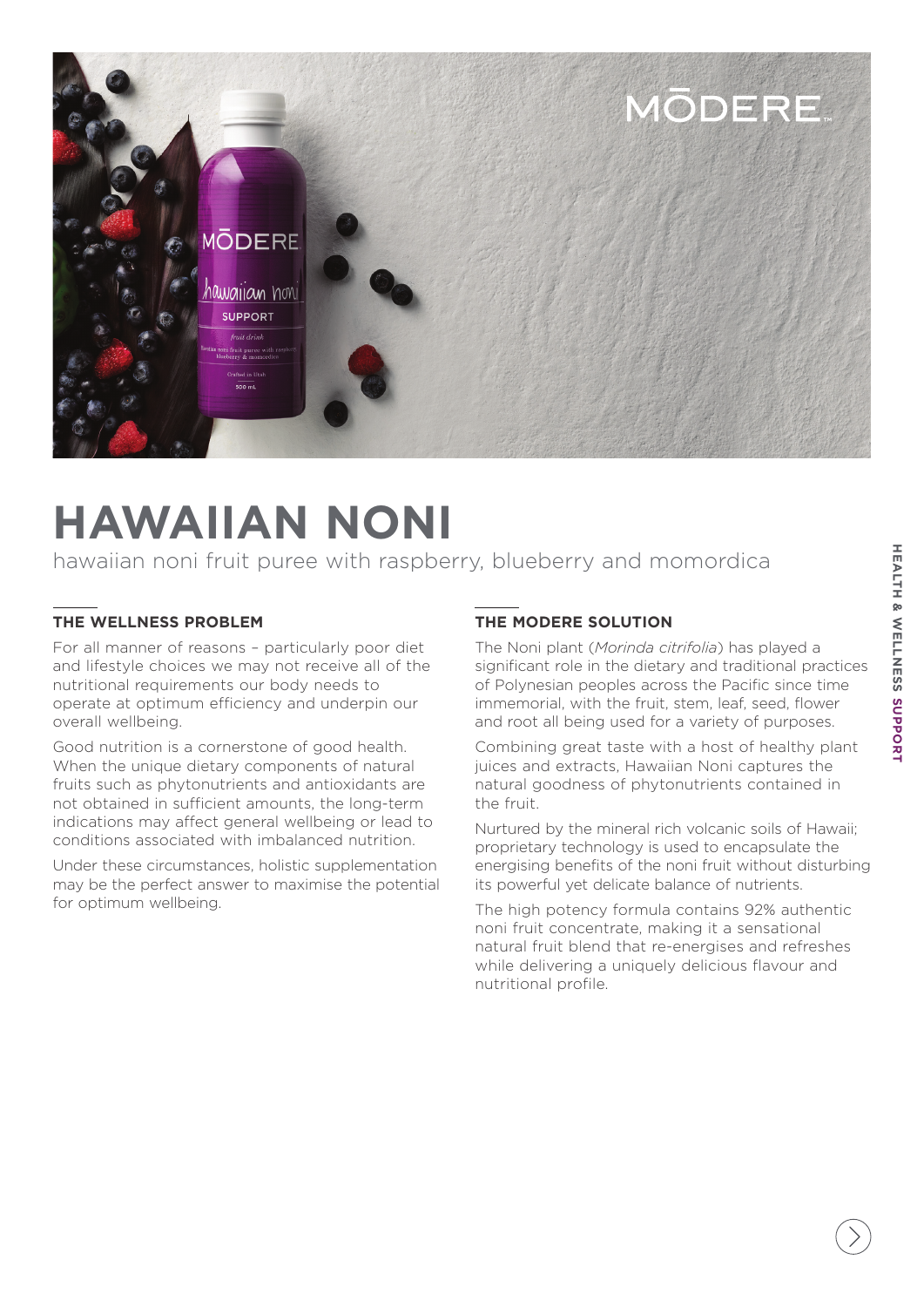# HAWAIIAN NONI

hawaiian noni fruit puree with raspberry, blueberry and momordica

## THE WELLNESS PROBLEM

For all manner of reasons – particularly poor diet and lifestyle choices we may not receive all of the nutritional requirements our body needs to operate at optimum efficiency and underpin our overall wellbeing.

Good nutrition is a cornerstone of good health. When the unique dietary components of natural fruits such as phytonutrients and antioxidants are not obtained in sufficient amounts, the long-term indications may affect general wellbeing or lead to conditions associated with imbalanced nutrition.

Under these circumstances, holistic supplementation may be the perfect answer to maximise the potential for optimum wellbeing.

## THE MODERE SOLUTION

The Noni plant (*Morinda citrifolia*) has played a significant role in the dietary and traditional practices of Polynesian peoples across the Pacific since time immemorial, with the fruit, stem, leaf, seed, flower and root all being used for a variety of purposes.

Combining great taste with a host of healthy plant juices and extracts, Hawaiian Noni captures the natural goodness of phytonutrients contained in the fruit.

Nurtured by the mineral rich volcanic soils of Hawaii; proprietary technology is used to encapsulate the energising benefits of the noni fruit without disturbing its powerful yet delicate balance of nutrients.

The high potency formula contains 92% authentic noni fruit concentrate, making it a sensational natural fruit blend that re-energises and refreshes while delivering a uniquely delicious flavour and nutritional profile.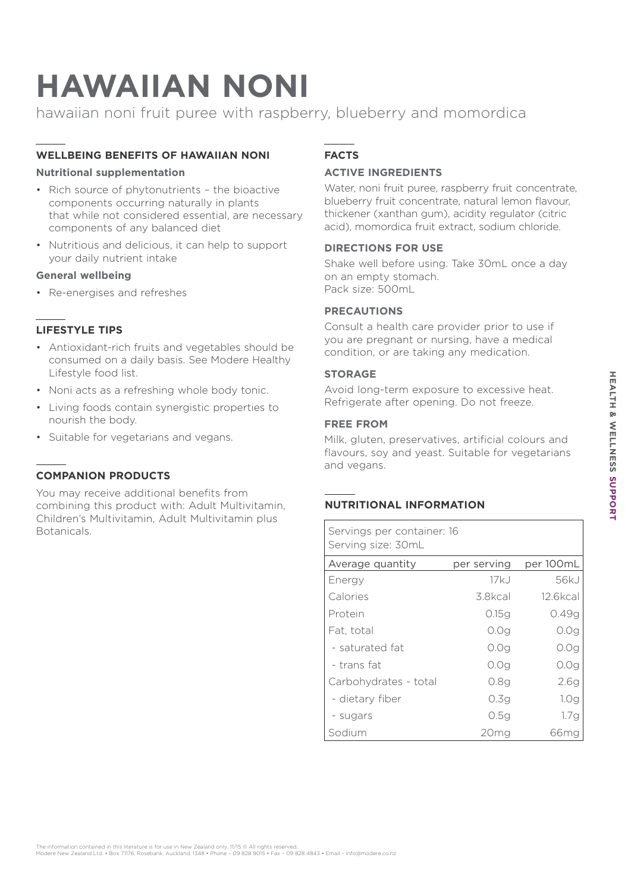# HAWAIIAN NONI

hawaiian noni fruit puree with raspberry, blueberry and momordica

## WELLBEING BENEFITS OF HAWAIIAN NONI

### Nutritional supplementation

- Rich source of phytonutrients – the bioactive components occurring naturally in plants that while not considered essential, are necessary components of any balanced diet
- Nutritious and delicious, it can help to support your daily nutrient intake

### General wellbeing

- Re-energises and refreshes

## LIFESTYLE TIPS

- Antioxidant-rich fruits and vegetables should be consumed on a daily basis. See Modere Healthy Lifestyle food list.
- Noni acts as a refreshing whole body tonic.
- Living foods contain synergistic properties to nourish the body.
- Suitable for vegetarians and vegans.

## COMPANION PRODUCTS

You may receive additional benefits from combining this product with: Adult Multivitamin, Children's Multivitamin, Adult Multivitamin plus Botanicals.

## FACTS

### ACTIVE INGREDIENTS

Water, noni fruit puree, raspberry fruit concentrate, blueberry fruit concentrate, natural lemon flavour, thickener (xanthan gum), acidity regulator (citric acid), momordica fruit extract, sodium chloride.

### DIRECTIONS FOR USE

Shake well before using. Take 30mL once a day on an empty stomach.
Pack size: 500mL

### PRECAUTIONS

Consult a health care provider prior to use if you are pregnant or nursing, have a medical condition, or are taking any medication.

### STORAGE

Avoid long-term exposure to excessive heat. Refrigerate after opening. Do not freeze.

### FREE FROM

Milk, gluten, preservatives, artificial colours and flavours, soy and yeast. Suitable for vegetarians and vegans.

## NUTRITIONAL INFORMATION

Servings per container: 16
Serving size: 30mL

| Average quantity | per serving | per 100mL |
|---|---|---|
| Energy | 17kJ | 56kJ |
| Calories | 3.8kcal | 12.6kcal |
| Protein | 0.15g | 0.49g |
| Fat, total | 0.0g | 0.0g |
| - saturated fat | 0.0g | 0.0g |
| - trans fat | 0.0g | 0.0g |
| Carbohydrates - total | 0.8g | 2.6g |
| - dietary fiber | 0.3g | 1.0g |
| - sugars | 0.5g | 1.7g |
| Sodium | 20mg | 66mg |

The information contained in this literature is for use in New Zealand only. 11/15 © All rights reserved.
Modere New Zealand Ltd. • Box 71176, Rosebank, Auckland, 1348 • Phone – 09 828 9015 • Fax – 09 828 4843 • Email – info@modere.co.nz